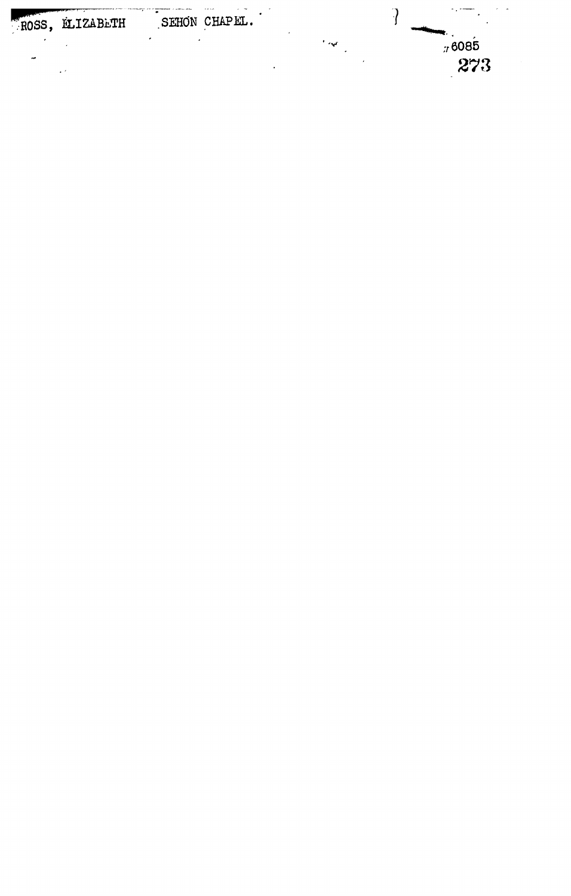ROSS, ELIZABETH    SEHON CHAPEL.

6085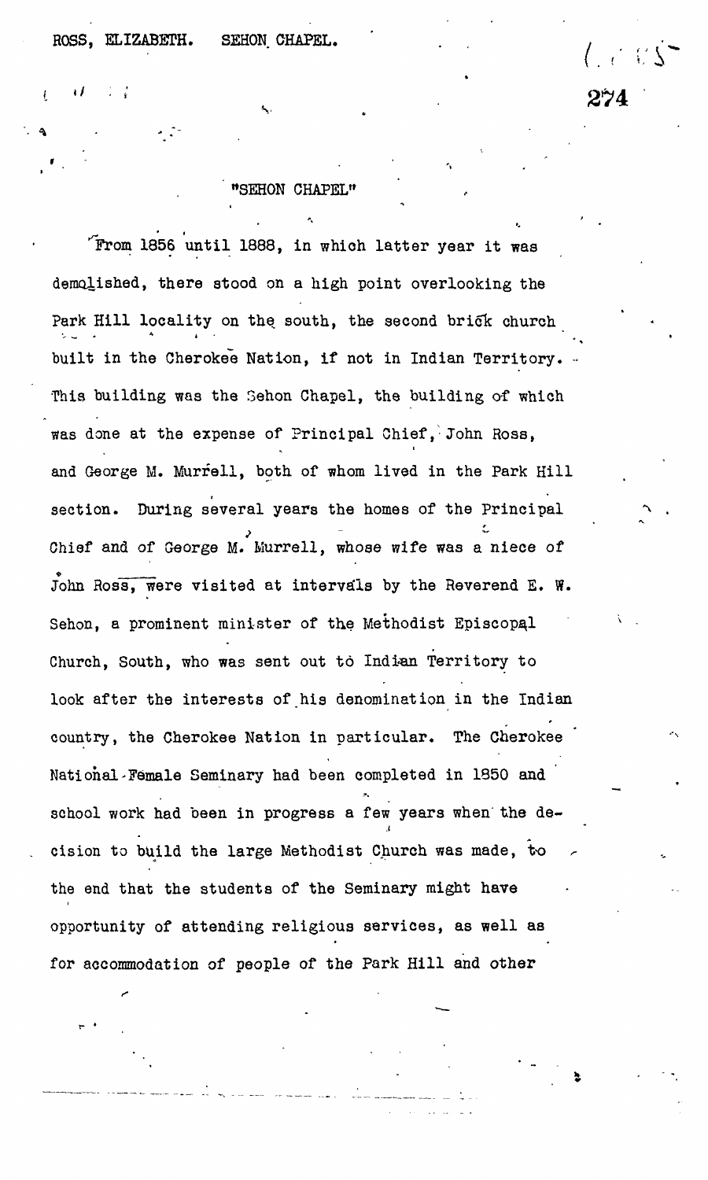# "SEHON CHAPEL"

From 1856 until 1888, in which latter year it was demolished, there stood on a high point overlooking the Park Hill locality on the south, the second brick church built in the Cherokee Nation, if not in Indian Territory. This building was the Sehon Chapel, the building of which was done at the expense of Principal Chief, John Ross, and George M. Murrell, both of whom lived in the Park Hill section. During several years the homes of the Principal Chief and of George M. Murrell, whose wife was a niece of John Ross, were visited at intervals by the Reverend E. W. Sehon, a prominent minister of the Methodist Episcopal Church, South, who was sent out to Indian Territory to look after the interests of his denomination in the Indian country, the Cherokee Nation in particular. The Cherokee National Female Seminary had been completed in 1850 and school work had been in progress a few years when the decision to build the large Methodist Church was made, to the end that the students of the Seminary might have opportunity of attending religious services, as well as for accommodation of people of the Park Hill and other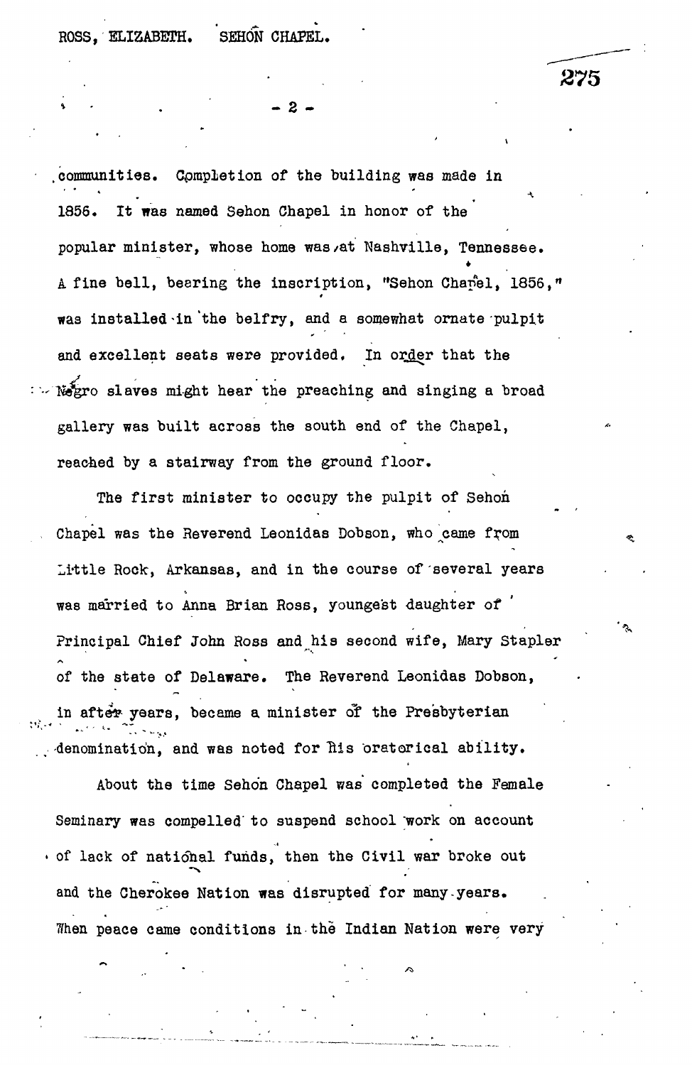communities. Completion of the building was made in 1856. It was named Sehon Chapel in honor of the popular minister, whose home was at Nashville, Tennessee. A fine bell, bearing the inscription, "Sehon Chapel, 1856," was installed in the belfry, and a somewhat ornate pulpit and excellent seats were provided. In order that the Negro slaves might hear the preaching and singing a broad gallery was built across the south end of the Chapel, reached by a stairway from the ground floor.

The first minister to occupy the pulpit of Sehon Chapel was the Reverend Leonidas Dobson, who came from Little Rock, Arkansas, and in the course of several years was married to Anna Brian Ross, youngest daughter of Principal Chief John Ross and his second wife, Mary Stapler of the state of Delaware. The Reverend Leonidas Dobson, in after years, became a minister of the Presbyterian denomination, and was noted for his oratorical ability.

About the time Sehon Chapel was completed the Female Seminary was compelled to suspend school work on account of lack of national funds, then the Civil war broke out and the Cherokee Nation was disrupted for many years. When peace came conditions in the Indian Nation were very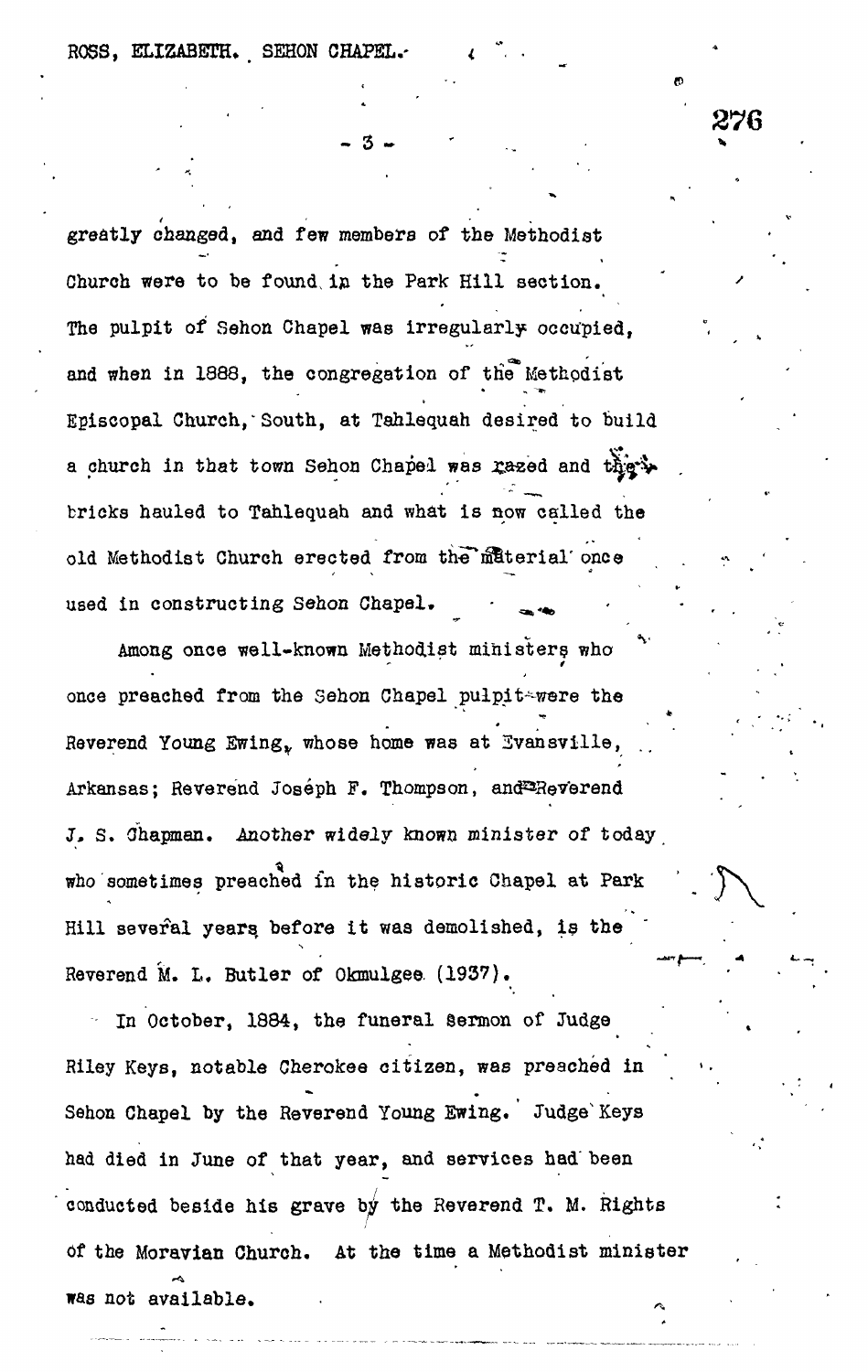greatly changed, and few members of the Methodist Church were to be found in the Park Hill section. The pulpit of Sehon Chapel was irregularly occupied, and when in 1888, the congregation of the Methodist Episcopal Church, South, at Tahlequah desired to build a church in that town Sehon Chapel was razed and the bricks hauled to Tahlequah and what is now called the old Methodist Church erected from the material once used in constructing Sehon Chapel.

Among once well-known Methodist ministers who once preached from the Sehon Chapel pulpit were the Reverend Young Ewing, whose home was at Evansville, Arkansas; Reverend Joseph F. Thompson, and Reverend J. S. Chapman. Another widely known minister of today who sometimes preached in the historic Chapel at Park Hill several years before it was demolished, is the Reverend M. L. Butler of Okmulgee (1937).

In October, 1884, the funeral sermon of Judge Riley Keys, notable Cherokee citizen, was preached in Sehon Chapel by the Reverend Young Ewing. Judge Keys had died in June of that year, and services had been conducted beside his grave by the Reverend T. M. Rights of the Moravian Church. At the time a Methodist minister was not available.